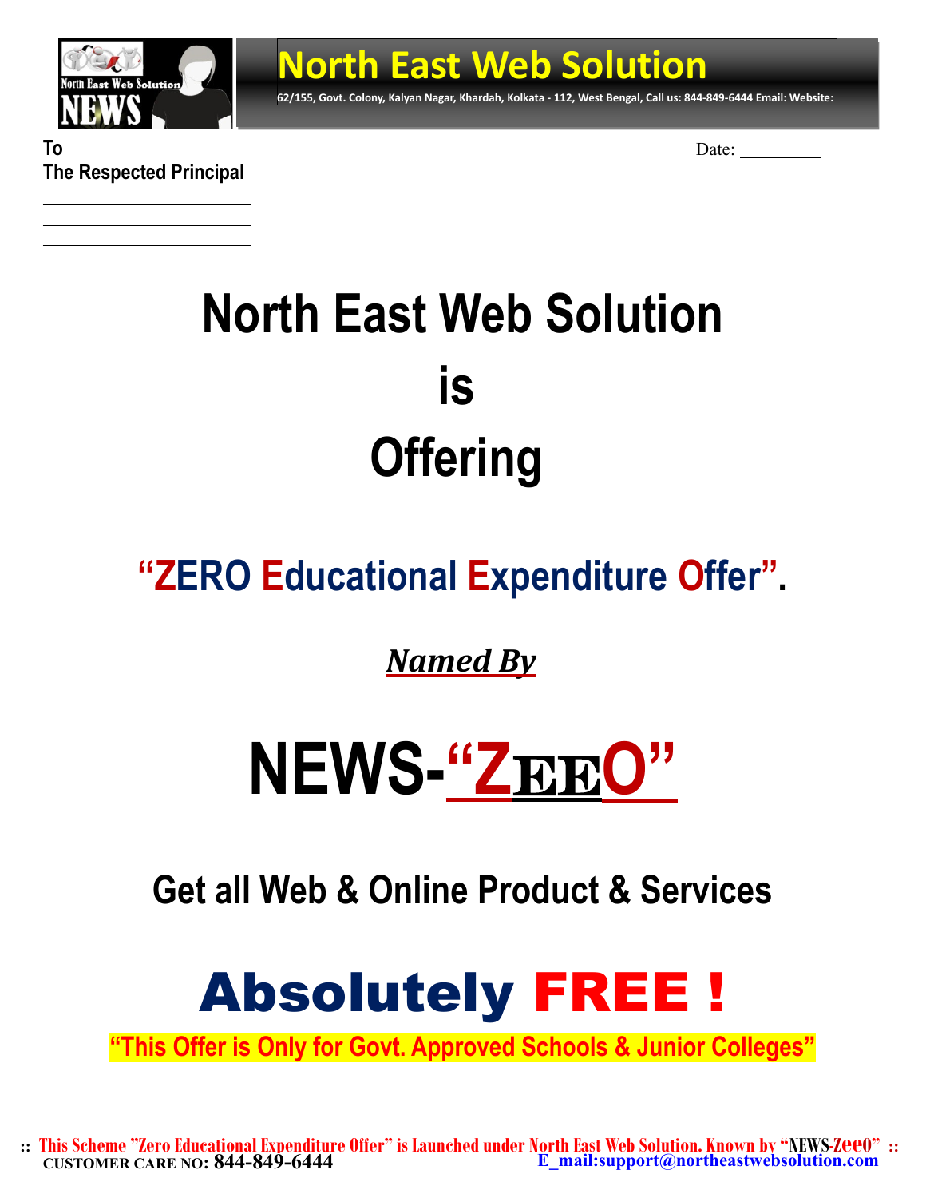# North East Web Solution

62/155, Govt. Colony, Kalyan Nagar, Khardah, Kolkata - 112, West Bengal, Call us: 844-849-6444 Email: Website:

**To**
**The Respected Principal**

______________________
______________________
______________________

Date: __________

# North East Web Solution
# is
# Offering

## "ZERO Educational Expenditure Offer".

***Named By***

# NEWS-"ZEEO"

## Get all Web & Online Product & Services

# Absolutely FREE !

**"This Offer is Only for Govt. Approved Schools & Junior Colleges"**

:: This Scheme "Zero Educational Expenditure Offer" is Launched under North East Web Solution. Known by "NEWS-ZEEO" ::

CUSTOMER CARE NO: 844-849-6444

E_mail:support@northeastwebsolution.com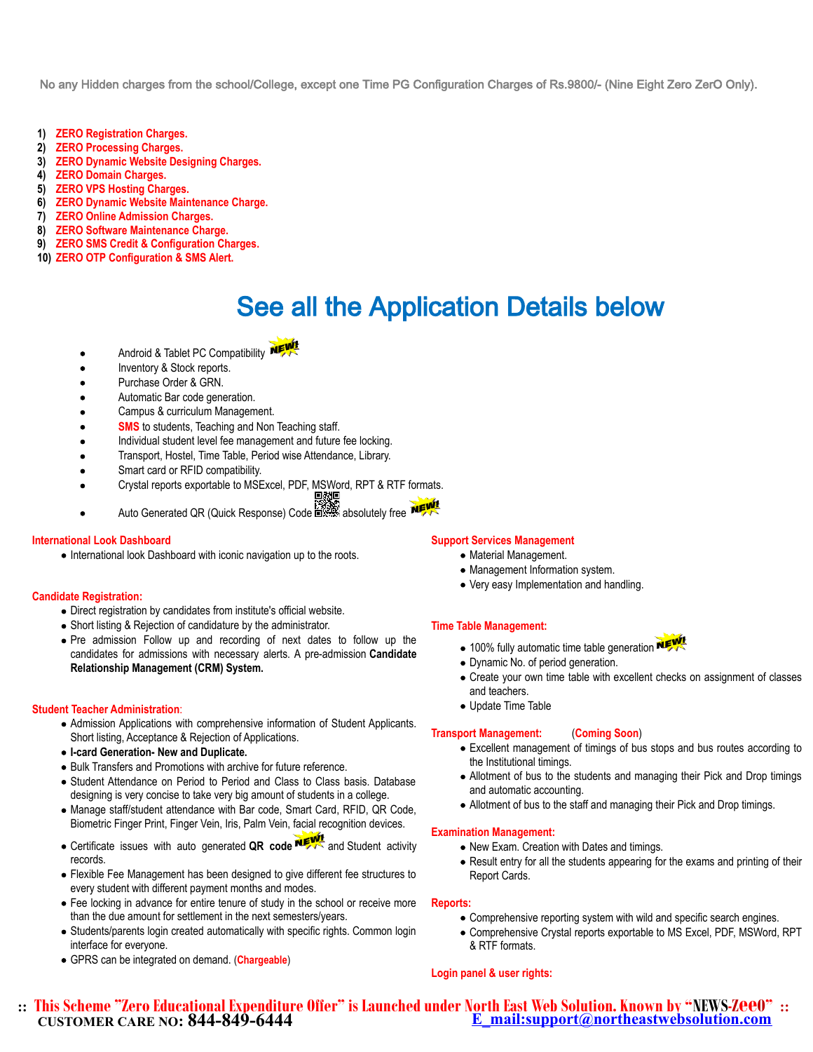No any Hidden charges from the school/College, except one Time PG Configuration Charges of Rs.9800/- (Nine Eight Zero ZerO Only).

1) **ZERO Registration Charges.**
2) **ZERO Processing Charges.**
3) **ZERO Dynamic Website Designing Charges.**
4) **ZERO Domain Charges.**
5) **ZERO VPS Hosting Charges.**
6) **ZERO Dynamic Website Maintenance Charge.**
7) **ZERO Online Admission Charges.**
8) **ZERO Software Maintenance Charge.**
9) **ZERO SMS Credit & Configuration Charges.**
10) **ZERO OTP Configuration & SMS Alert.**

# See all the Application Details below

- Android & Tablet PC Compatibility NEW!
- Inventory & Stock reports.
- Purchase Order & GRN.
- Automatic Bar code generation.
- Campus & curriculum Management.
- **SMS** to students, Teaching and Non Teaching staff.
- Individual student level fee management and future fee locking.
- Transport, Hostel, Time Table, Period wise Attendance, Library.
- Smart card or RFID compatibility.
- Crystal reports exportable to MSExcel, PDF, MSWord, RPT & RTF formats.
- Auto Generated QR (Quick Response) Code absolutely free NEW!

**International Look Dashboard**

- International look Dashboard with iconic navigation up to the roots.

**Candidate Registration:**

- Direct registration by candidates from institute's official website.
- Short listing & Rejection of candidature by the administrator.
- Pre admission Follow up and recording of next dates to follow up the candidates for admissions with necessary alerts. A pre-admission **Candidate Relationship Management (CRM) System.**

**Student Teacher Administration**:

- Admission Applications with comprehensive information of Student Applicants. Short listing, Acceptance & Rejection of Applications.
- **I-card Generation- New and Duplicate.**
- Bulk Transfers and Promotions with archive for future reference.
- Student Attendance on Period to Period and Class to Class basis. Database designing is very concise to take very big amount of students in a college.
- Manage staff/student attendance with Bar code, Smart Card, RFID, QR Code, Biometric Finger Print, Finger Vein, Iris, Palm Vein, facial recognition devices.
- Certificate issues with auto generated **QR code** NEW! and Student activity records.
- Flexible Fee Management has been designed to give different fee structures to every student with different payment months and modes.
- Fee locking in advance for entire tenure of study in the school or receive more than the due amount for settlement in the next semesters/years.
- Students/parents login created automatically with specific rights. Common login interface for everyone.
- GPRS can be integrated on demand. (**Chargeable**)

**Support Services Management**

- Material Management.
- Management Information system.
- Very easy Implementation and handling.

**Time Table Management:**

- 100% fully automatic time table generation NEW!
- Dynamic No. of period generation.
- Create your own time table with excellent checks on assignment of classes and teachers.
- Update Time Table

**Transport Management:** (**Coming Soon**)

- Excellent management of timings of bus stops and bus routes according to the Institutional timings.
- Allotment of bus to the students and managing their Pick and Drop timings and automatic accounting.
- Allotment of bus to the staff and managing their Pick and Drop timings.

**Examination Management:**

- New Exam. Creation with Dates and timings.
- Result entry for all the students appearing for the exams and printing of their Report Cards.

**Reports:**

- Comprehensive reporting system with wild and specific search engines.
- Comprehensive Crystal reports exportable to MS Excel, PDF, MSWord, RPT & RTF formats.

**Login panel & user rights:**

:: **This Scheme "Zero Educational Expenditure Offer" is Launched under North East Web Solution. Known by "NEWS-Zeeo"** ::
**CUSTOMER CARE NO: 844-849-6444** E_mail:support@northeastwebsolution.com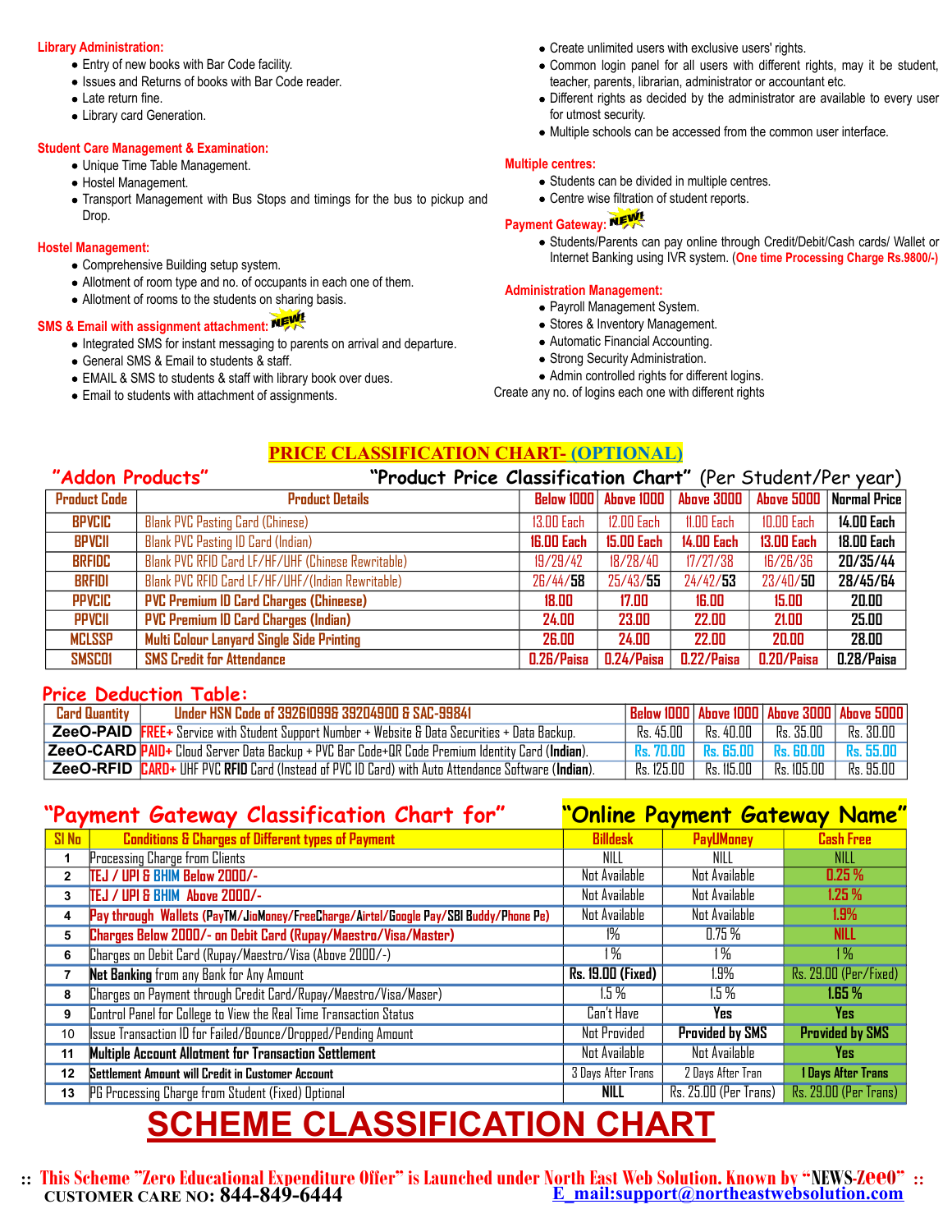**Library Administration:**

- Entry of new books with Bar Code facility.
- Issues and Returns of books with Bar Code reader.
- Late return fine.
- Library card Generation.

**Student Care Management & Examination:**

- Unique Time Table Management.
- Hostel Management.
- Transport Management with Bus Stops and timings for the bus to pickup and Drop.

**Hostel Management:**

- Comprehensive Building setup system.
- Allotment of room type and no. of occupants in each one of them.
- Allotment of rooms to the students on sharing basis.

**SMS & Email with assignment attachment:** NEW!

- Integrated SMS for instant messaging to parents on arrival and departure.
- General SMS & Email to students & staff.
- EMAIL & SMS to students & staff with library book over dues.
- Email to students with attachment of assignments.

- Create unlimited users with exclusive users' rights.
- Common login panel for all users with different rights, may it be student, teacher, parents, librarian, administrator or accountant etc.
- Different rights as decided by the administrator are available to every user for utmost security.
- Multiple schools can be accessed from the common user interface.

**Multiple centres:**

- Students can be divided in multiple centres.
- Centre wise filtration of student reports.

**Payment Gateway:** NEW!

- Students/Parents can pay online through Credit/Debit/Cash cards/ Wallet or Internet Banking using IVR system. (**One time Processing Charge Rs.9800/-**)

**Administration Management:**

- Payroll Management System.
- Stores & Inventory Management.
- Automatic Financial Accounting.
- Strong Security Administration.
- Admin controlled rights for different logins.

Create any no. of logins each one with different rights

## PRICE CLASSIFICATION CHART- (OPTIONAL)

**"Addon Products"** **"Product Price Classification Chart"** (Per Student/Per year)

| Product Code | Product Details | Below 1000 | Above 1000 | Above 3000 | Above 5000 | Normal Price |
|---|---|---|---|---|---|---|
| BPVCIC | Blank PVC Pasting Card (Chinese) | 13.00 Each | 12.00 Each | 11.00 Each | 10.00 Each | 14.00 Each |
| BPVCII | Blank PVC Pasting ID Card (Indian) | 16.00 Each | 15.00 Each | 14.00 Each | 13.00 Each | 18.00 Each |
| BRFIDC | Blank PVC RFID Card LF/HF/UHF (Chinese Rewritable) | 19/29/42 | 18/28/40 | 17/27/38 | 16/26/36 | 20/35/44 |
| BRFIDI | Blank PVC RFID Card LF/HF/UHF/(Indian Rewritable) | 26/44/58 | 25/43/55 | 24/42/53 | 23/40/50 | 28/45/64 |
| PPVCIC | PVC Premium ID Card Charges (Chineese) | 18.00 | 17.00 | 16.00 | 15.00 | 20.00 |
| PPVCII | PVC Premium ID Card Charges (Indian) | 24.00 | 23.00 | 22.00 | 21.00 | 25.00 |
| MCLSSP | Multi Colour Lanyard Single Side Printing | 26.00 | 24.00 | 22.00 | 20.00 | 28.00 |
| SMSC01 | SMS Credit for Attendance | 0.26/Paisa | 0.24/Paisa | 0.22/Paisa | 0.20/Paisa | 0.28/Paisa |

## Price Deduction Table:

| Card Quantity | Under HSN Code of 392610996 39204900 & SAC-99841 | Below 1000 | Above 1000 | Above 3000 | Above 5000 |
|---|---|---|---|---|---|
| ZeeO-PAID | FREE+ Service with Student Support Number + Website & Data Securities + Data Backup. | Rs. 45.00 | Rs. 40.00 | Rs. 35.00 | Rs. 30.00 |
| ZeeO-CARD | PAID+ Cloud Server Data Backup + PVC Bar Code+QR Code Premium Identity Card (**Indian**). | Rs. 70.00 | Rs. 65.00 | Rs. 60.00 | Rs. 55.00 |
| ZeeO-RFID | CARD+ UHF PVC **RFID** Card (Instead of PVC ID Card) with Auto Attendance Software (**Indian**). | Rs. 125.00 | Rs. 115.00 | Rs. 105.00 | Rs. 95.00 |

## "Payment Gateway Classification Chart for" "Online Payment Gateway Name"

| Sl No | Conditions & Charges of Different types of Payment | Billdesk | PayUMoney | Cash Free |
|---|---|---|---|---|
| 1 | Processing Charge from Clients | NILL | NILL | NILL |
| 2 | TEJ / UPI & BHIM Below 2000/- | Not Available | Not Available | 0.25 % |
| 3 | TEJ / UPI & BHIM Above 2000/- | Not Available | Not Available | 1.25 % |
| 4 | Pay through Wallets (PayTM/JioMoney/FreeCharge/Airtel/Google Pay/SBI Buddy/Phone Pe) | Not Available | Not Available | 1.9% |
| 5 | Charges Below 2000/- on Debit Card (Rupay/Maestro/Visa/Master) | 1% | 0.75 % | NILL |
| 6 | Charges on Debit Card (Rupay/Maestro/Visa (Above 2000/-) | 1 % | 1 % | 1 % |
| 7 | **Net Banking** from any Bank for Any Amount | **Rs. 19.00 (Fixed)** | 1.9% | Rs. 29.00 (Per/Fixed) |
| 8 | Charges on Payment through Credit Card/Rupay/Maestro/Visa/Maser) | 1.5 % | 1.5 % | 1.65 % |
| 9 | Control Panel for College to View the Real Time Transaction Status | Can't Have | **Yes** | **Yes** |
| 10 | Issue Transaction ID for Failed/Bounce/Dropped/Pending Amount | Not Provided | **Provided by SMS** | **Provided by SMS** |
| 11 | **Multiple Account Allotment for Transaction Settlement** | Not Available | Not Available | **Yes** |
| 12 | **Settlement Amount will Credit in Customer Account** | 3 Days After Trans | 2 Days After Tran | **1 Days After Trans** |
| 13 | PG Processing Charge from Student (Fixed) Optional | **NILL** | Rs. 25.00 (Per Trans) | Rs. 29.00 (Per Trans) |

# SCHEME CLASSIFICATION CHART

:: **This Scheme "Zero Educational Expenditure Offer" is Launched under North East Web Solution. Known by "NEWS-ZeeO"** ::

**CUSTOMER CARE NO: 844-849-6444** E_mail:support@northeastwebsolution.com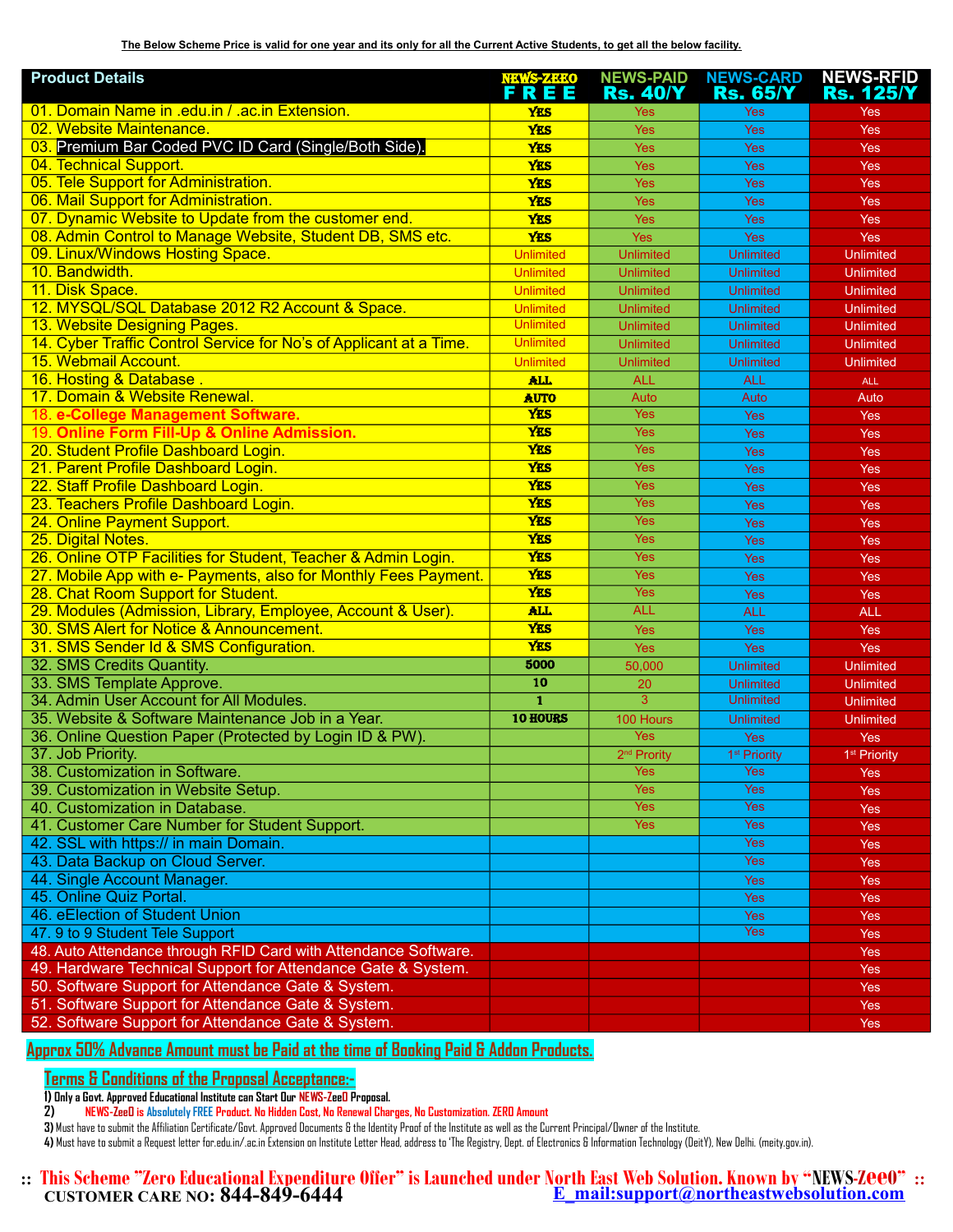**The Below Scheme Price is valid for one year and its only for all the Current Active Students, to get all the below facility.**

| Product Details | NEWS-ZEEO FREE | NEWS-PAID Rs. 40/Y | NEWS-CARD Rs. 65/Y | NEWS-RFID Rs. 125/Y |
|---|---|---|---|---|
| 01. Domain Name in .edu.in / .ac.in Extension. | Yes | Yes | Yes | Yes |
| 02. Website Maintenance. | Yes | Yes | Yes | Yes |
| 03. Premium Bar Coded PVC ID Card (Single/Both Side). | Yes | Yes | Yes | Yes |
| 04. Technical Support. | Yes | Yes | Yes | Yes |
| 05. Tele Support for Administration. | Yes | Yes | Yes | Yes |
| 06. Mail Support for Administration. | Yes | Yes | Yes | Yes |
| 07. Dynamic Website to Update from the customer end. | Yes | Yes | Yes | Yes |
| 08. Admin Control to Manage Website, Student DB, SMS etc. | Yes | Yes | Yes | Yes |
| 09. Linux/Windows Hosting Space. | Unlimited | Unlimited | Unlimited | Unlimited |
| 10. Bandwidth. | Unlimited | Unlimited | Unlimited | Unlimited |
| 11. Disk Space. | Unlimited | Unlimited | Unlimited | Unlimited |
| 12. MYSQL/SQL Database 2012 R2 Account & Space. | Unlimited | Unlimited | Unlimited | Unlimited |
| 13. Website Designing Pages. | Unlimited | Unlimited | Unlimited | Unlimited |
| 14. Cyber Traffic Control Service for No's of Applicant at a Time. | Unlimited | Unlimited | Unlimited | Unlimited |
| 15. Webmail Account. | Unlimited | Unlimited | Unlimited | Unlimited |
| 16. Hosting & Database . | ALL | ALL | ALL | ALL |
| 17. Domain & Website Renewal. | AUTO | Auto | Auto | Auto |
| 18. **e-College Management Software.** | Yes | Yes | Yes | Yes |
| 19. **Online Form Fill-Up & Online Admission.** | Yes | Yes | Yes | Yes |
| 20. Student Profile Dashboard Login. | Yes | Yes | Yes | Yes |
| 21. Parent Profile Dashboard Login. | Yes | Yes | Yes | Yes |
| 22. Staff Profile Dashboard Login. | Yes | Yes | Yes | Yes |
| 23. Teachers Profile Dashboard Login. | Yes | Yes | Yes | Yes |
| 24. Online Payment Support. | Yes | Yes | Yes | Yes |
| 25. Digital Notes. | Yes | Yes | Yes | Yes |
| 26. Online OTP Facilities for Student, Teacher & Admin Login. | Yes | Yes | Yes | Yes |
| 27. Mobile App with e- Payments, also for Monthly Fees Payment. | Yes | Yes | Yes | Yes |
| 28. Chat Room Support for Student. | Yes | Yes | Yes | Yes |
| 29. Modules (Admission, Library, Employee, Account & User). | ALL | ALL | ALL | ALL |
| 30. SMS Alert for Notice & Announcement. | Yes | Yes | Yes | Yes |
| 31. SMS Sender Id & SMS Configuration. | Yes | Yes | Yes | Yes |
| 32. SMS Credits Quantity. | 5000 | 50,000 | Unlimited | Unlimited |
| 33. SMS Template Approve. | 10 | 20 | Unlimited | Unlimited |
| 34. Admin User Account for All Modules. | 1 | 3 | Unlimited | Unlimited |
| 35. Website & Software Maintenance Job in a Year. | 10 HOURS | 100 Hours | Unlimited | Unlimited |
| 36. Online Question Paper (Protected by Login ID & PW). | | Yes | Yes | Yes |
| 37. Job Priority. | | 2nd Prority | 1st Priority | 1st Priority |
| 38. Customization in Software. | | Yes | Yes | Yes |
| 39. Customization in Website Setup. | | Yes | Yes | Yes |
| 40. Customization in Database. | | Yes | Yes | Yes |
| 41. Customer Care Number for Student Support. | | Yes | Yes | Yes |
| 42. SSL with https:// in main Domain. | | | Yes | Yes |
| 43. Data Backup on Cloud Server. | | | Yes | Yes |
| 44. Single Account Manager. | | | Yes | Yes |
| 45. Online Quiz Portal. | | | Yes | Yes |
| 46. eElection of Student Union | | | Yes | Yes |
| 47. 9 to 9 Student Tele Support | | | Yes | Yes |
| 48. Auto Attendance through RFID Card with Attendance Software. | | | | Yes |
| 49. Hardware Technical Support for Attendance Gate & System. | | | | Yes |
| 50. Software Support for Attendance Gate & System. | | | | Yes |
| 51. Software Support for Attendance Gate & System. | | | | Yes |
| 52. Software Support for Attendance Gate & System. | | | | Yes |

**Approx 50% Advance Amount must be Paid at the time of Booking Paid & Addon Products.**

**Terms & Conditions of the Proposal Acceptance:-**

1) Only a Govt. Approved Educational Institute can Start Our NEWS-ZeeO Proposal.
2) NEWS-ZeeO is Absolutely FREE Product. No Hidden Cost, No Renewal Charges, No Customization. ZERO Amount
3) Must have to submit the Affiliation Certificate/Govt. Approved Documents & the Identity Proof of the Institute as well as the Current Principal/Owner of the Institute.
4) Must have to submit a Request letter for.edu.in/.ac.in Extension on Institute Letter Head, address to 'The Registry, Dept. of Electronics & Information Technology (DeitY), New Delhi. (meity.gov.in).

**:: This Scheme "Zero Educational Expenditure Offer" is Launched under North East Web Solution. Known by "NEWS-ZeeO" ::**

**CUSTOMER CARE NO: 844-849-6444** E_mail:support@northeastwebsolution.com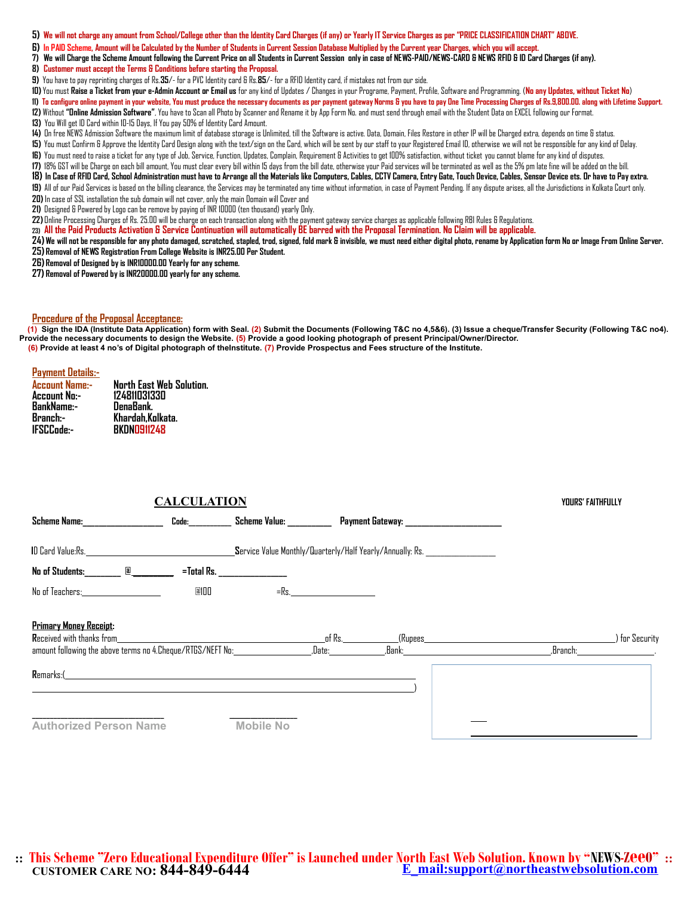5) **We will not charge any amount from School/College other than the Identity Card Charges (if any) or Yearly IT Service Charges as per "PRICE CLASSIFICATION CHART" ABOVE.**

6) **In PAID Scheme, Amount will be Calculated by the Number of Students in Current Session Database Multiplied by the Current year Charges, which you will accept.**

7) **We will Charge the Scheme Amount following the Current Price on all Students in Current Session only in case of NEWS-PAID/NEWS-CARD & NEWS RFID & ID Card Charges (if any).**

8) **Customer must accept the Terms & Conditions before starting the Proposal.**

9) You have to pay reprinting charges of Rs.**35**/- for a PVC Identity card & Rs.**85**/- for a RFID Identity card, if mistakes not from our side.

10) You must **Raise a Ticket from your e-Admin Account or Email us** for any kind of Updates / Changes in your Programe, Payment, Profile, Software and Programming. (**No any Updates, without Ticket No**)

11) **To configure online payment in your website, You must produce the necessary documents as per payment gateway Norms & you have to pay One Time Processing Charges of Rs.9,800.00. along with Lifetime Support.**

12) Without **"Online Admission Software"**, You have to Scan all Photo by Scanner and Rename it by App Form No. and must send through email with the Student Data on EXCEL following our Format.

13) You Will get ID Card within 10-15 Days, If You pay 50% of Identity Card Amount.

14) On free NEWS Admission Software the maximum limit of database storage is Unlimited, till the Software is active. Data, Domain, Files Restore in other IP will be Charged extra, depends on time & status.

15) You must Confirm & Approve the Identity Card Design along with the text/sign on the Card, which will be sent by our staff to your Registered Email ID, otherwise we will not be responsible for any kind of Delay.

16) You must need to raise a ticket for any type of Job, Service, Function, Updates, Complain, Requirement & Activities to get 100% satisfaction, without ticket you cannot blame for any kind of disputes.

17) 18% GST will be Charge on each bill amount, You must clear every bill within 15 days from the bill date, otherwise your Paid services will be terminated as well as the 5% pm late fine will be added on the bill.

18) **In Case of RFID Card, School Administration must have to Arrange all the Materials like Computers, Cables, CCTV Camera, Entry Gate, Touch Device, Cables, Sensor Device ets. Or have to Pay extra.**

19) All of our Paid Services is based on the billing clearance, the Services may be terminated any time without information, in case of Payment Pending. If any dispute arises, all the Jurisdictions in Kolkata Court only.

20) In case of SSL installation the sub domain will not cover, only the main Domain will Cover and

21) Designed & Powered by Logo can be remove by paying of INR 10000 (ten thousand) yearly Only.

22) Online Processing Charges of Rs. 25.00 will be charge on each transaction along with the payment gateway service charges as applicable following RBI Rules & Regulations.

23) **All the Paid Products Activation & Service Continuation will automatically BE barred with the Proposal Termination. No Claim will be applicable.**

24) **We will not be responsible for any photo damaged, scratched, stapled, trod, signed, fold mark & invisible, we must need either digital photo, rename by Application form No or Image From Online Server.**

25) **Removal of NEWS Registration From College Website is INR25.00 Per Student.**

26) **Removal of Designed by is INR10000.00 Yearly for any scheme.**

27) **Removal of Powered by is INR20000.00 yearly for any scheme.**

## Procedure of the Proposal Acceptance:

**(1) Sign the IDA (Institute Data Application) form with Seal. (2) Submit the Documents (Following T&C no 4,5&6). (3) Issue a cheque/Transfer Security (Following T&C no4). Provide the necessary documents to design the Website. (5) Provide a good looking photograph of present Principal/Owner/Director. (6) Provide at least 4 no's of Digital photograph of theInstitute. (7) Provide Prospectus and Fees structure of the Institute.**

## Payment Details:-

| | |
|---|---|
| **Account Name:-** | **North East Web Solution.** |
| **Account No:-** | **124811031330** |
| **BankName:-** | **DenaBank.** |
| **Branch:-** | **Khardah,Kolkata.** |
| **IFSCCode:-** | **BKDN0911248** |

## CALCULATION

**YOURS' FAITHFULLY**

**Scheme Name:**\_\_\_\_\_\_\_\_\_\_\_\_ **Code:**\_\_\_\_\_\_ **Scheme Value:** \_\_\_\_\_\_ **Payment Gateway:** \_\_\_\_\_\_\_\_\_\_\_\_

ID Card Value:Rs.\_\_\_\_\_\_\_\_\_\_\_\_\_\_\_\_Service Value Monthly/Quarterly/Half Yearly/Annually: Rs. \_\_\_\_\_\_\_\_\_\_

**No of Students:**\_\_\_\_\_ **@**\_\_\_\_\_ **=Total Rs.** \_\_\_\_\_\_\_\_

No of Teachers:\_\_\_\_\_\_\_\_\_\_ @100 =Rs.\_\_\_\_\_\_\_\_\_\_

**Primary Money Receipt:**

Received with thanks from\_\_\_\_\_\_\_\_\_\_\_\_\_\_\_\_\_\_\_\_\_\_of Rs.\_\_\_\_\_\_\_(Rupees\_\_\_\_\_\_\_\_\_\_\_\_\_\_\_\_\_\_\_\_) for Security amount following the above terms no 4.Cheque/RTGS/NEFT No:\_\_\_\_\_\_\_\_\_,Date:\_\_\_\_\_\_\_,Bank:\_\_\_\_\_\_\_\_\_\_\_\_\_\_,Branch:\_\_\_\_\_\_\_\_\_.

Remarks:(\_\_\_\_\_\_\_\_\_\_\_\_\_\_\_\_\_\_\_\_\_\_\_\_\_\_\_\_\_\_\_\_\_\_\_\_\_\_\_\_\_\_\_\_\_\_\_\_\_\_\_\_\_\_\_\_\_\_\_\_\_\_\_\_\_\_\_\_\_\_\_\_\_\_\_\_\_\_\_\_\_\_\_\_\_\_\_\_\_\_\_\_\_\_\_\_\_\_\_\_\_\_\_)

\_\_\_\_\_\_\_\_\_\_\_\_\_\_\_\_ \_\_\_\_\_\_\_\_
**Authorized Person Name** **Mobile No**

:: **This Scheme "Zero Educational Expenditure Offer" is Launched under North East Web Solution. Known by "NEWS-Zeeo"** ::

**CUSTOMER CARE NO: 844-849-6444** **E_mail:support@northeastwebsolution.com**